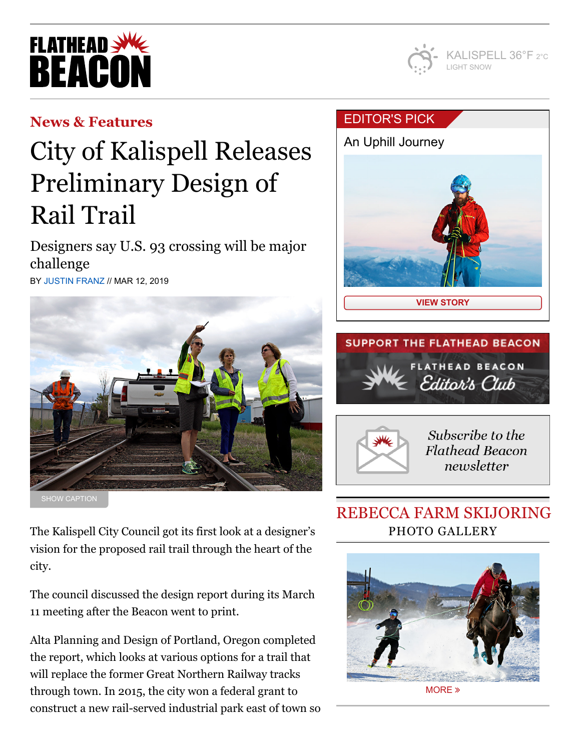News & Features

# City of Kalispell Releases Preliminary Design of Rail Trail

## Designers say U.S. 93 crossing will be major challenge

BY JUSTIN FRANZ // MAR 12, 2019

SHOW CAPTION

The Kalispell City Council got its first look at a designer's vision for the proposed rail trail through the heart of the city.

The council discussed the design report during its March 11 meeting after the Beacon went to print.

Alta Planning and Design of Portland, Oregon completed the report, which looks at various options for a trail that will replace the former Great Northern Railway tracks through town. In 2015, the city won a federal grant to construct a new rail-served industrial park east of town so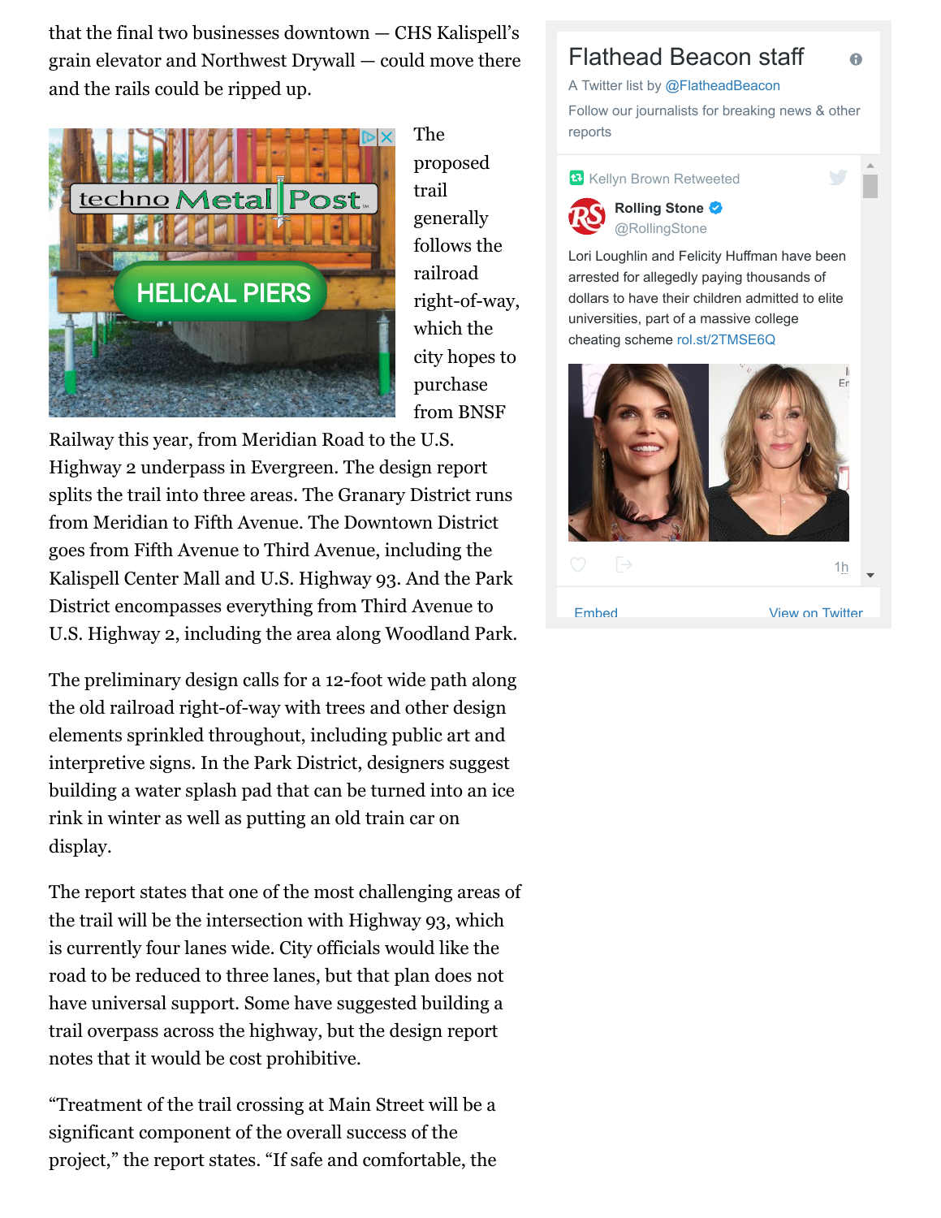that the final two businesses downtown — CHS Kalispell's grain elevator and Northwest Drywall — could move there and the rails could be ripped up.

The proposed trail generally follows the railroad right-of-way, which the city hopes to purchase from BNSF Railway this year, from Meridian Road to the U.S. Highway 2 underpass in Evergreen. The design report splits the trail into three areas. The Granary District runs from Meridian to Fifth Avenue. The Downtown District goes from Fifth Avenue to Third Avenue, including the Kalispell Center Mall and U.S. Highway 93. And the Park District encompasses everything from Third Avenue to U.S. Highway 2, including the area along Woodland Park.

The preliminary design calls for a 12-foot wide path along the old railroad right-of-way with trees and other design elements sprinkled throughout, including public art and interpretive signs. In the Park District, designers suggest building a water splash pad that can be turned into an ice rink in winter as well as putting an old train car on display.

The report states that one of the most challenging areas of the trail will be the intersection with Highway 93, which is currently four lanes wide. City officials would like the road to be reduced to three lanes, but that plan does not have universal support. Some have suggested building a trail overpass across the highway, but the design report notes that it would be cost prohibitive.

"Treatment of the trail crossing at Main Street will be a significant component of the overall success of the project," the report states. "If safe and comfortable, the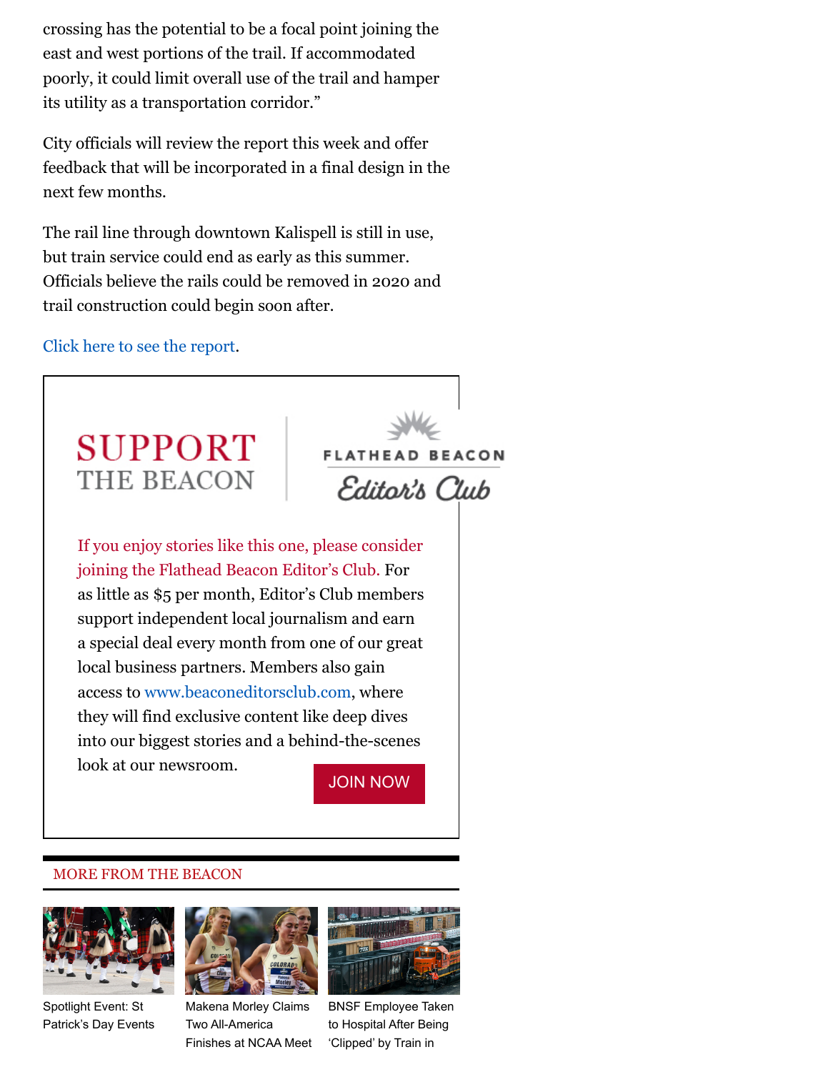crossing has the potential to be a focal point joining the east and west portions of the trail. If accommodated poorly, it could limit overall use of the trail and hamper its utility as a transportation corridor."

City officials will review the report this week and offer feedback that will be incorporated in a final design in the next few months.

The rail line through downtown Kalispell is still in use, but train service could end as early as this summer. Officials believe the rails could be removed in 2020 and trail construction could begin soon after.

Click here to see the report.

**SUPPORT THE BEACON**

**FLATHEAD BEACON Editor's Club**

If you enjoy stories like this one, please consider joining the Flathead Beacon Editor's Club. For as little as $5 per month, Editor's Club members support independent local journalism and earn a special deal every month from one of our great local business partners. Members also gain access to www.beaconeditorsclub.com, where they will find exclusive content like deep dives into our biggest stories and a behind-the-scenes look at our newsroom.

JOIN NOW

## MORE FROM THE BEACON

Spotlight Event: St Patrick's Day Events

Makena Morley Claims Two All-America Finishes at NCAA Meet

BNSF Employee Taken to Hospital After Being 'Clipped' by Train in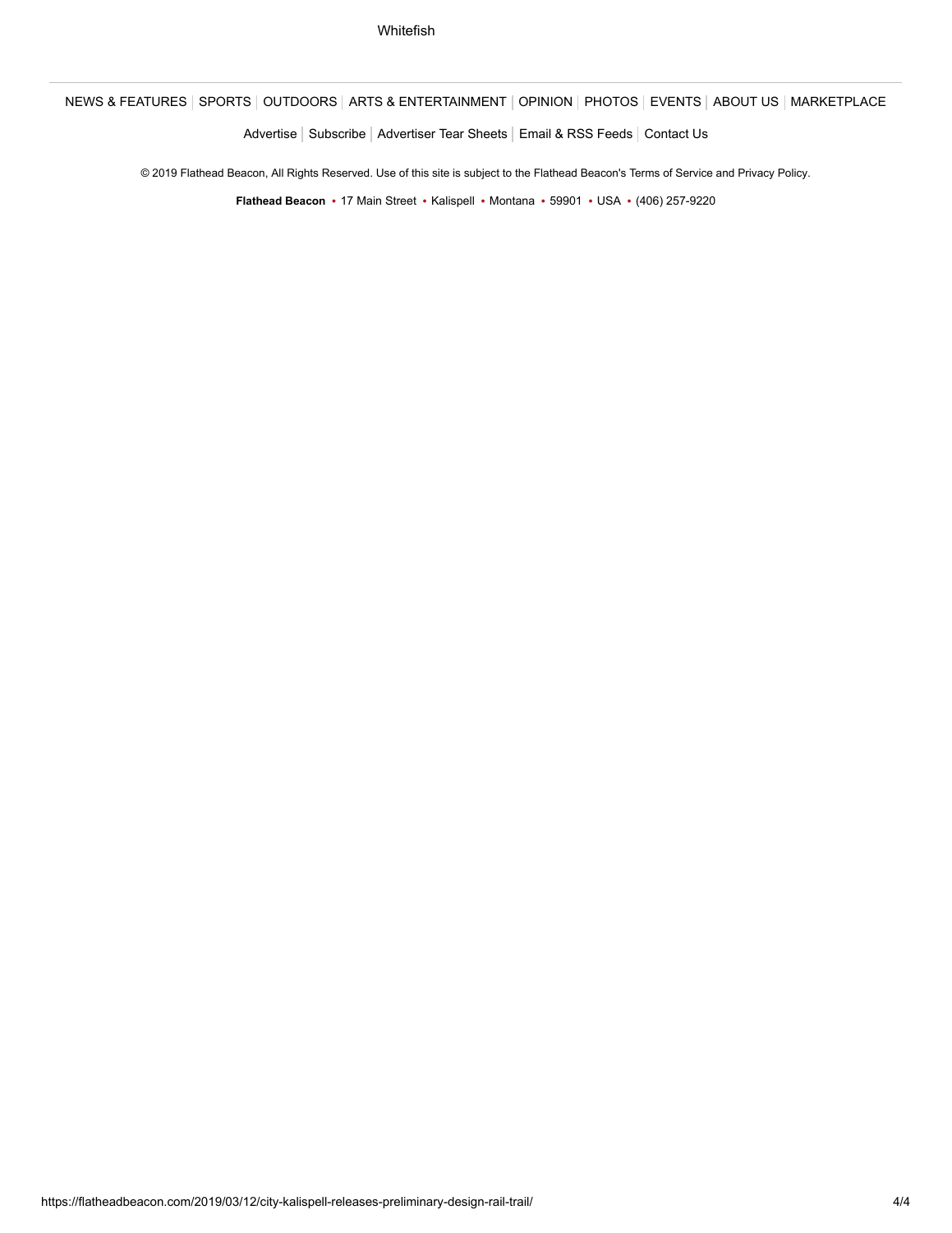Whitefish

NEWS & FEATURES | SPORTS | OUTDOORS | ARTS & ENTERTAINMENT | OPINION | PHOTOS | EVENTS | ABOUT US | MARKETPLACE

Advertise | Subscribe | Advertiser Tear Sheets | Email & RSS Feeds | Contact Us

© 2019 Flathead Beacon, All Rights Reserved. Use of this site is subject to the Flathead Beacon's Terms of Service and Privacy Policy.

**Flathead Beacon** • 17 Main Street • Kalispell • Montana • 59901 • USA • (406) 257-9220